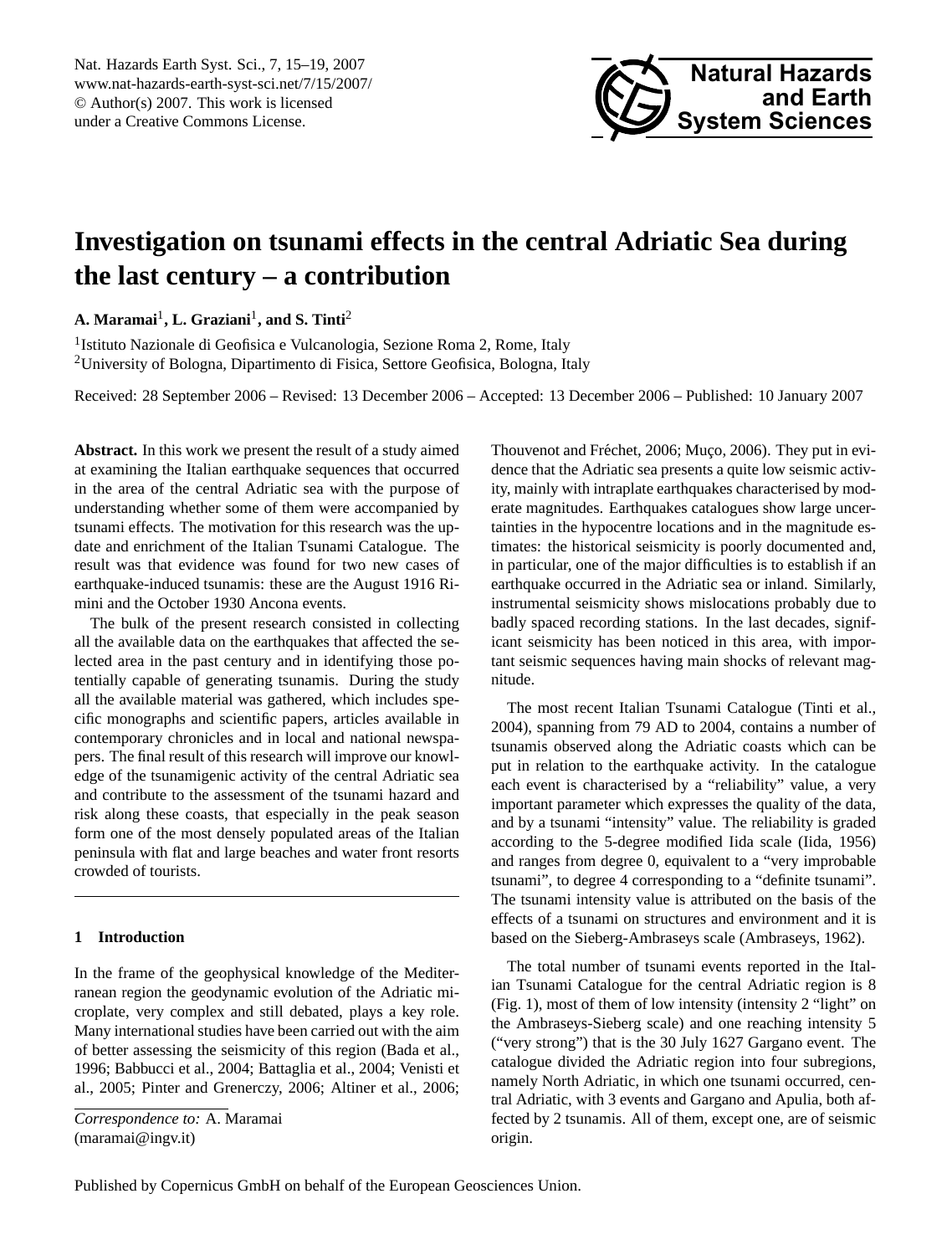# Investigation on tsunami effects in the central Adriatic Sea during the last century – a contribution

**A. Maramai[1], L. Graziani[1], and S. Tinti[2]**

[1]Istituto Nazionale di Geofisica e Vulcanologia, Sezione Roma 2, Rome, Italy
[2]University of Bologna, Dipartimento di Fisica, Settore Geofisica, Bologna, Italy

Received: 28 September 2006 – Revised: 13 December 2006 – Accepted: 13 December 2006 – Published: 10 January 2007

**Abstract.** In this work we present the result of a study aimed at examining the Italian earthquake sequences that occurred in the area of the central Adriatic sea with the purpose of understanding whether some of them were accompanied by tsunami effects. The motivation for this research was the update and enrichment of the Italian Tsunami Catalogue. The result was that evidence was found for two new cases of earthquake-induced tsunamis: these are the August 1916 Rimini and the October 1930 Ancona events.

The bulk of the present research consisted in collecting all the available data on the earthquakes that affected the selected area in the past century and in identifying those potentially capable of generating tsunamis. During the study all the available material was gathered, which includes specific monographs and scientific papers, articles available in contemporary chronicles and in local and national newspapers. The final result of this research will improve our knowledge of the tsunamigenic activity of the central Adriatic sea and contribute to the assessment of the tsunami hazard and risk along these coasts, that especially in the peak season form one of the most densely populated areas of the Italian peninsula with flat and large beaches and water front resorts crowded of tourists.

## 1 Introduction

In the frame of the geophysical knowledge of the Mediterranean region the geodynamic evolution of the Adriatic microplate, very complex and still debated, plays a key role. Many international studies have been carried out with the aim of better assessing the seismicity of this region (Bada et al., 1996; Babbucci et al., 2004; Battaglia et al., 2004; Venisti et al., 2005; Pinter and Grenerczy, 2006; Altiner et al., 2006; Thouvenot and Fréchet, 2006; Muço, 2006). They put in evidence that the Adriatic sea presents a quite low seismic activity, mainly with intraplate earthquakes characterised by moderate magnitudes. Earthquakes catalogues show large uncertainties in the hypocentre locations and in the magnitude estimates: the historical seismicity is poorly documented and, in particular, one of the major difficulties is to establish if an earthquake occurred in the Adriatic sea or inland. Similarly, instrumental seismicity shows mislocations probably due to badly spaced recording stations. In the last decades, significant seismicity has been noticed in this area, with important seismic sequences having main shocks of relevant magnitude.

The most recent Italian Tsunami Catalogue (Tinti et al., 2004), spanning from 79 AD to 2004, contains a number of tsunamis observed along the Adriatic coasts which can be put in relation to the earthquake activity. In the catalogue each event is characterised by a "reliability" value, a very important parameter which expresses the quality of the data, and by a tsunami "intensity" value. The reliability is graded according to the 5-degree modified Iida scale (Iida, 1956) and ranges from degree 0, equivalent to a "very improbable tsunami", to degree 4 corresponding to a "definite tsunami". The tsunami intensity value is attributed on the basis of the effects of a tsunami on structures and environment and it is based on the Sieberg-Ambraseys scale (Ambraseys, 1962).

The total number of tsunami events reported in the Italian Tsunami Catalogue for the central Adriatic region is 8 (Fig. 1), most of them of low intensity (intensity 2 "light" on the Ambraseys-Sieberg scale) and one reaching intensity 5 ("very strong") that is the 30 July 1627 Gargano event. The catalogue divided the Adriatic region into four subregions, namely North Adriatic, in which one tsunami occurred, central Adriatic, with 3 events and Gargano and Apulia, both affected by 2 tsunamis. All of them, except one, are of seismic origin.

*Correspondence to:* A. Maramai
(maramai@ingv.it)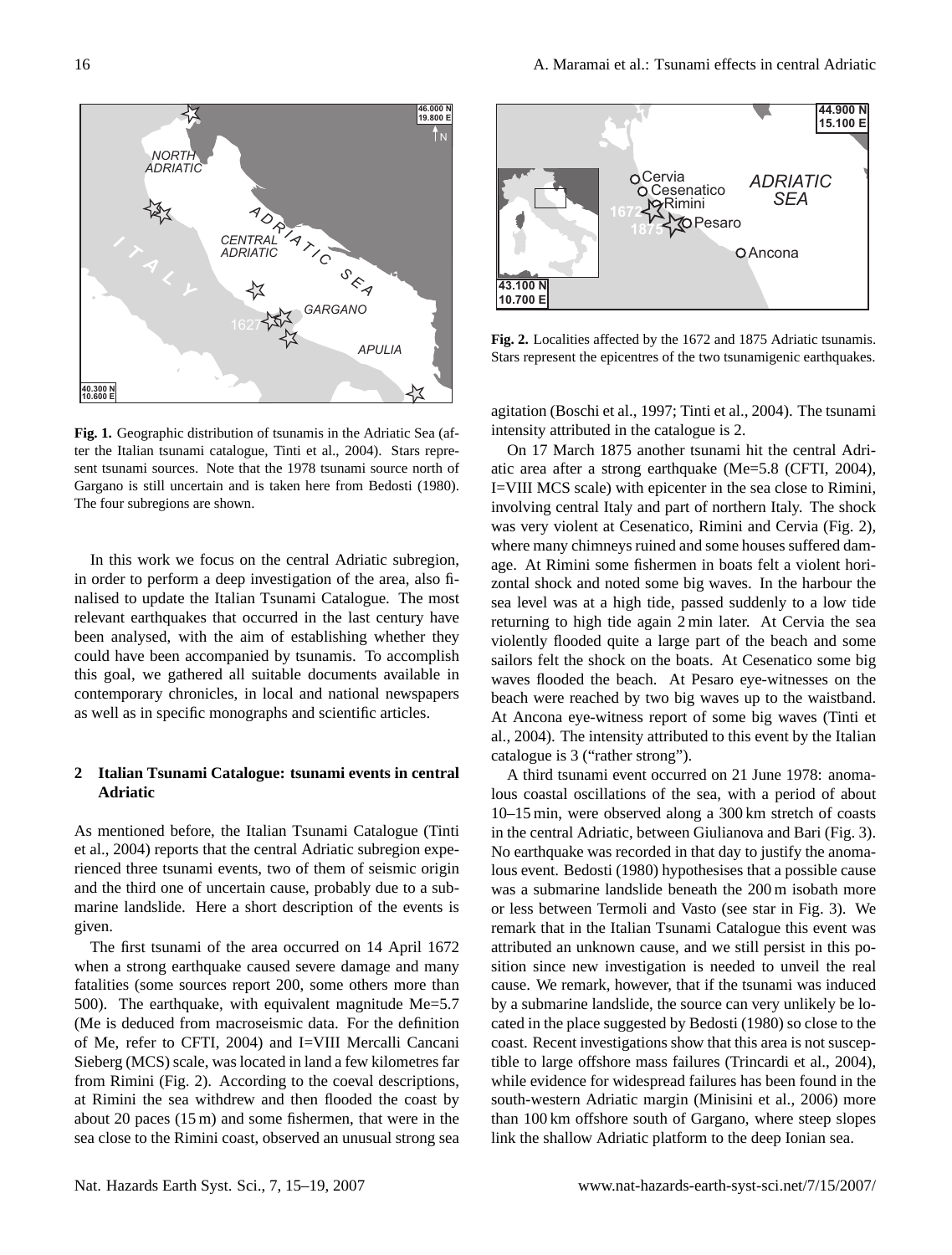**Fig. 1.** Geographic distribution of tsunamis in the Adriatic Sea (after the Italian tsunami catalogue, Tinti et al., 2004). Stars represent tsunami sources. Note that the 1978 tsunami source north of Gargano is still uncertain and is taken here from Bedosti (1980). The four subregions are shown.

In this work we focus on the central Adriatic subregion, in order to perform a deep investigation of the area, also finalised to update the Italian Tsunami Catalogue. The most relevant earthquakes that occurred in the last century have been analysed, with the aim of establishing whether they could have been accompanied by tsunamis. To accomplish this goal, we gathered all suitable documents available in contemporary chronicles, in local and national newspapers as well as in specific monographs and scientific articles.

## 2 Italian Tsunami Catalogue: tsunami events in central Adriatic

As mentioned before, the Italian Tsunami Catalogue (Tinti et al., 2004) reports that the central Adriatic subregion experienced three tsunami events, two of them of seismic origin and the third one of uncertain cause, probably due to a submarine landslide. Here a short description of the events is given.

The first tsunami of the area occurred on 14 April 1672 when a strong earthquake caused severe damage and many fatalities (some sources report 200, some others more than 500). The earthquake, with equivalent magnitude Me=5.7 (Me is deduced from macroseismic data. For the definition of Me, refer to CFTI, 2004) and I=VIII Mercalli Cancani Sieberg (MCS) scale, was located in land a few kilometres far from Rimini (Fig. 2). According to the coeval descriptions, at Rimini the sea withdrew and then flooded the coast by about 20 paces (15 m) and some fishermen, that were in the sea close to the Rimini coast, observed an unusual strong sea agitation (Boschi et al., 1997; Tinti et al., 2004). The tsunami intensity attributed in the catalogue is 2.

**Fig. 2.** Localities affected by the 1672 and 1875 Adriatic tsunamis. Stars represent the epicentres of the two tsunamigenic earthquakes.

On 17 March 1875 another tsunami hit the central Adriatic area after a strong earthquake (Me=5.8 (CFTI, 2004), I=VIII MCS scale) with epicenter in the sea close to Rimini, involving central Italy and part of northern Italy. The shock was very violent at Cesenatico, Rimini and Cervia (Fig. 2), where many chimneys ruined and some houses suffered damage. At Rimini some fishermen in boats felt a violent horizontal shock and noted some big waves. In the harbour the sea level was at a high tide, passed suddenly to a low tide returning to high tide again 2 min later. At Cervia the sea violently flooded quite a large part of the beach and some sailors felt the shock on the boats. At Cesenatico some big waves flooded the beach. At Pesaro eye-witnesses on the beach were reached by two big waves up to the waistband. At Ancona eye-witness report of some big waves (Tinti et al., 2004). The intensity attributed to this event by the Italian catalogue is 3 ("rather strong").

A third tsunami event occurred on 21 June 1978: anomalous coastal oscillations of the sea, with a period of about 10–15 min, were observed along a 300 km stretch of coasts in the central Adriatic, between Giulianova and Bari (Fig. 3). No earthquake was recorded in that day to justify the anomalous event. Bedosti (1980) hypothesises that a possible cause was a submarine landslide beneath the 200 m isobath more or less between Termoli and Vasto (see star in Fig. 3). We remark that in the Italian Tsunami Catalogue this event was attributed an unknown cause, and we still persist in this position since new investigation is needed to unveil the real cause. We remark, however, that if the tsunami was induced by a submarine landslide, the source can very unlikely be located in the place suggested by Bedosti (1980) so close to the coast. Recent investigations show that this area is not susceptible to large offshore mass failures (Trincardi et al., 2004), while evidence for widespread failures has been found in the south-western Adriatic margin (Minisini et al., 2006) more than 100 km offshore south of Gargano, where steep slopes link the shallow Adriatic platform to the deep Ionian sea.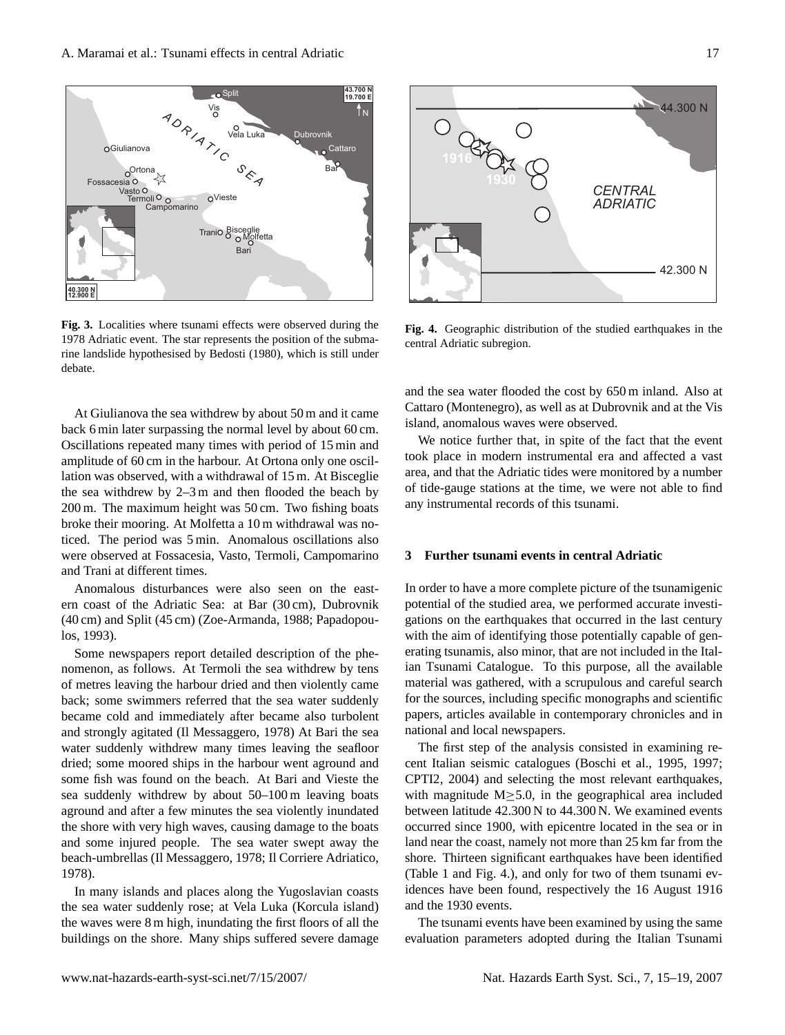**Fig. 3.** Localities where tsunami effects were observed during the 1978 Adriatic event. The star represents the position of the submarine landslide hypothesised by Bedosti (1980), which is still under debate.

**Fig. 4.** Geographic distribution of the studied earthquakes in the central Adriatic subregion.

At Giulianova the sea withdrew by about 50 m and it came back 6 min later surpassing the normal level by about 60 cm. Oscillations repeated many times with period of 15 min and amplitude of 60 cm in the harbour. At Ortona only one oscillation was observed, with a withdrawal of 15 m. At Bisceglie the sea withdrew by 2–3 m and then flooded the beach by 200 m. The maximum height was 50 cm. Two fishing boats broke their mooring. At Molfetta a 10 m withdrawal was noticed. The period was 5 min. Anomalous oscillations also were observed at Fossacesia, Vasto, Termoli, Campomarino and Trani at different times.

Anomalous disturbances were also seen on the eastern coast of the Adriatic Sea: at Bar (30 cm), Dubrovnik (40 cm) and Split (45 cm) (Zoe-Armanda, 1988; Papadopoulos, 1993).

Some newspapers report detailed description of the phenomenon, as follows. At Termoli the sea withdrew by tens of metres leaving the harbour dried and then violently came back; some swimmers referred that the sea water suddenly became cold and immediately after became also turbolent and strongly agitated (Il Messaggero, 1978) At Bari the sea water suddenly withdrew many times leaving the seafloor dried; some moored ships in the harbour went aground and some fish was found on the beach. At Bari and Vieste the sea suddenly withdrew by about 50–100 m leaving boats aground and after a few minutes the sea violently inundated the shore with very high waves, causing damage to the boats and some injured people. The sea water swept away the beach-umbrellas (Il Messaggero, 1978; Il Corriere Adriatico, 1978).

In many islands and places along the Yugoslavian coasts the sea water suddenly rose; at Vela Luka (Korcula island) the waves were 8 m high, inundating the first floors of all the buildings on the shore. Many ships suffered severe damage and the sea water flooded the cost by 650 m inland. Also at Cattaro (Montenegro), as well as at Dubrovnik and at the Vis island, anomalous waves were observed.

We notice further that, in spite of the fact that the event took place in modern instrumental era and affected a vast area, and that the Adriatic tides were monitored by a number of tide-gauge stations at the time, we were not able to find any instrumental records of this tsunami.

## 3 Further tsunami events in central Adriatic

In order to have a more complete picture of the tsunamigenic potential of the studied area, we performed accurate investigations on the earthquakes that occurred in the last century with the aim of identifying those potentially capable of generating tsunamis, also minor, that are not included in the Italian Tsunami Catalogue. To this purpose, all the available material was gathered, with a scrupulous and careful search for the sources, including specific monographs and scientific papers, articles available in contemporary chronicles and in national and local newspapers.

The first step of the analysis consisted in examining recent Italian seismic catalogues (Boschi et al., 1995, 1997; CPTI2, 2004) and selecting the most relevant earthquakes, with magnitude $M \geq 5.0$, in the geographical area included between latitude 42.300 N to 44.300 N. We examined events occurred since 1900, with epicentre located in the sea or in land near the coast, namely not more than 25 km far from the shore. Thirteen significant earthquakes have been identified (Table 1 and Fig. 4.), and only for two of them tsunami evidences have been found, respectively the 16 August 1916 and the 1930 events.

The tsunami events have been examined by using the same evaluation parameters adopted during the Italian Tsunami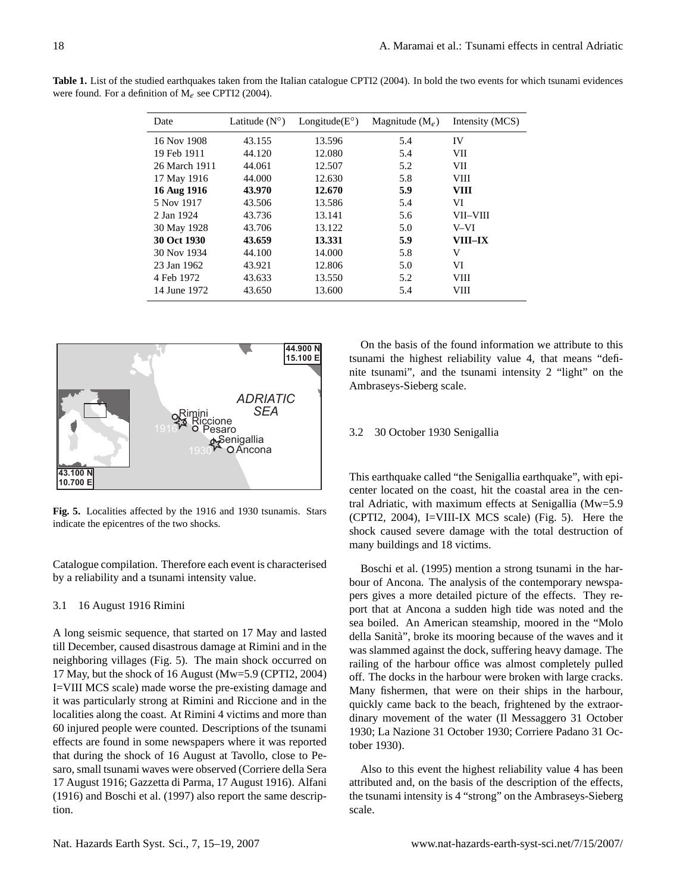**Table 1.** List of the studied earthquakes taken from the Italian catalogue CPTI2 (2004). In bold the two events for which tsunami evidences were found. For a definition of $M_e$ see CPTI2 (2004).

| Date | Latitude (N°) | Longitude(E°) | Magnitude ($M_e$) | Intensity (MCS) |
|---|---|---|---|---|
| 16 Nov 1908 | 43.155 | 13.596 | 5.4 | IV |
| 19 Feb 1911 | 44.120 | 12.080 | 5.4 | VII |
| 26 March 1911 | 44.061 | 12.507 | 5.2 | VII |
| 17 May 1916 | 44.000 | 12.630 | 5.8 | VIII |
| **16 Aug 1916** | **43.970** | **12.670** | **5.9** | **VIII** |
| 5 Nov 1917 | 43.506 | 13.586 | 5.4 | VI |
| 2 Jan 1924 | 43.736 | 13.141 | 5.6 | VII–VIII |
| 30 May 1928 | 43.706 | 13.122 | 5.0 | V–VI |
| **30 Oct 1930** | **43.659** | **13.331** | **5.9** | **VIII–IX** |
| 30 Nov 1934 | 44.100 | 14.000 | 5.8 | V |
| 23 Jan 1962 | 43.921 | 12.806 | 5.0 | VI |
| 4 Feb 1972 | 43.633 | 13.550 | 5.2 | VIII |
| 14 June 1972 | 43.650 | 13.600 | 5.4 | VIII |

**Fig. 5.** Localities affected by the 1916 and 1930 tsunamis. Stars indicate the epicentres of the two shocks.

Catalogue compilation. Therefore each event is characterised by a reliability and a tsunami intensity value.

### 3.1 16 August 1916 Rimini

A long seismic sequence, that started on 17 May and lasted till December, caused disastrous damage at Rimini and in the neighboring villages (Fig. 5). The main shock occurred on 17 May, but the shock of 16 August (Mw=5.9 (CPTI2, 2004) I=VIII MCS scale) made worse the pre-existing damage and it was particularly strong at Rimini and Riccione and in the localities along the coast. At Rimini 4 victims and more than 60 injured people were counted. Descriptions of the tsunami effects are found in some newspapers where it was reported that during the shock of 16 August at Tavollo, close to Pesaro, small tsunami waves were observed (Corriere della Sera 17 August 1916; Gazzetta di Parma, 17 August 1916). Alfani (1916) and Boschi et al. (1997) also report the same description.

On the basis of the found information we attribute to this tsunami the highest reliability value 4, that means "definite tsunami", and the tsunami intensity 2 "light" on the Ambraseys-Sieberg scale.

### 3.2 30 October 1930 Senigallia

This earthquake called "the Senigallia earthquake", with epicenter located on the coast, hit the coastal area in the central Adriatic, with maximum effects at Senigallia (Mw=5.9 (CPTI2, 2004), I=VIII-IX MCS scale) (Fig. 5). Here the shock caused severe damage with the total destruction of many buildings and 18 victims.

Boschi et al. (1995) mention a strong tsunami in the harbour of Ancona. The analysis of the contemporary newspapers gives a more detailed picture of the effects. They report that at Ancona a sudden high tide was noted and the sea boiled. An American steamship, moored in the "Molo della Sanità", broke its mooring because of the waves and it was slammed against the dock, suffering heavy damage. The railing of the harbour office was almost completely pulled off. The docks in the harbour were broken with large cracks. Many fishermen, that were on their ships in the harbour, quickly came back to the beach, frightened by the extraordinary movement of the water (Il Messaggero 31 October 1930; La Nazione 31 October 1930; Corriere Padano 31 October 1930).

Also to this event the highest reliability value 4 has been attributed and, on the basis of the description of the effects, the tsunami intensity is 4 "strong" on the Ambraseys-Sieberg scale.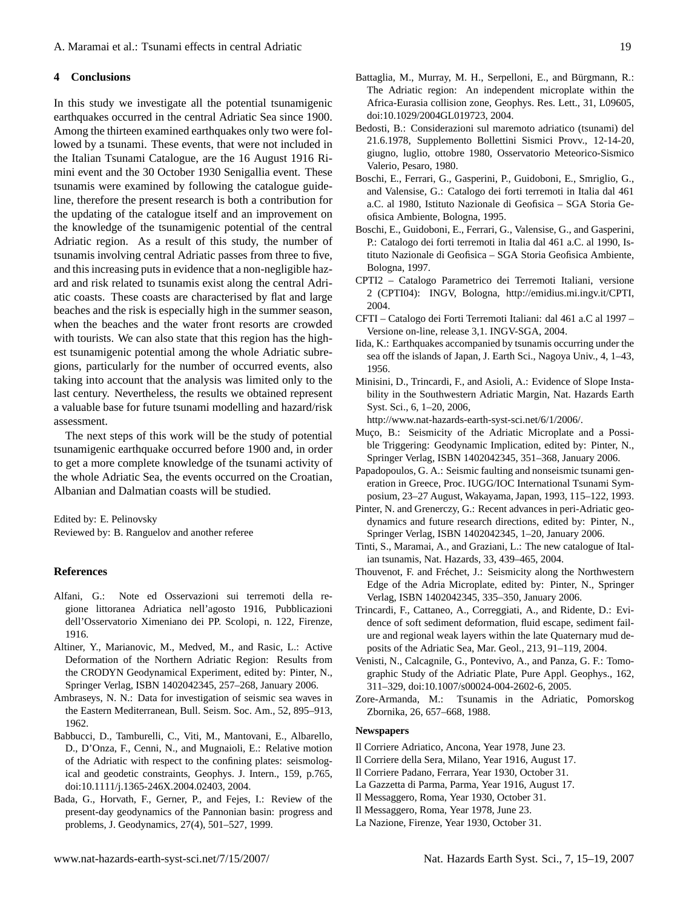## 4 Conclusions

In this study we investigate all the potential tsunamigenic earthquakes occurred in the central Adriatic Sea since 1900. Among the thirteen examined earthquakes only two were followed by a tsunami. These events, that were not included in the Italian Tsunami Catalogue, are the 16 August 1916 Rimini event and the 30 October 1930 Senigallia event. These tsunamis were examined by following the catalogue guideline, therefore the present research is both a contribution for the updating of the catalogue itself and an improvement on the knowledge of the tsunamigenic potential of the central Adriatic region. As a result of this study, the number of tsunamis involving central Adriatic passes from three to five, and this increasing puts in evidence that a non-negligible hazard and risk related to tsunamis exist along the central Adriatic coasts. These coasts are characterised by flat and large beaches and the risk is especially high in the summer season, when the beaches and the water front resorts are crowded with tourists. We can also state that this region has the highest tsunamigenic potential among the whole Adriatic subregions, particularly for the number of occurred events, also taking into account that the analysis was limited only to the last century. Nevertheless, the results we obtained represent a valuable base for future tsunami modelling and hazard/risk assessment.

The next steps of this work will be the study of potential tsunamigenic earthquake occurred before 1900 and, in order to get a more complete knowledge of the tsunami activity of the whole Adriatic Sea, the events occurred on the Croatian, Albanian and Dalmatian coasts will be studied.

Edited by: E. Pelinovsky
Reviewed by: B. Ranguelov and another referee

## References

Alfani, G.: Note ed Osservazioni sui terremoti della regione littoranea Adriatica nell'agosto 1916, Pubblicazioni dell'Osservatorio Ximeniano dei PP. Scolopi, n. 122, Firenze, 1916.

Altiner, Y., Marianovic, M., Medved, M., and Rasic, L.: Active Deformation of the Northern Adriatic Region: Results from the CRODYN Geodynamical Experiment, edited by: Pinter, N., Springer Verlag, ISBN 1402042345, 257–268, January 2006.

Ambraseys, N. N.: Data for investigation of seismic sea waves in the Eastern Mediterranean, Bull. Seism. Soc. Am., 52, 895–913, 1962.

Babbucci, D., Tamburelli, C., Viti, M., Mantovani, E., Albarello, D., D'Onza, F., Cenni, N., and Mugnaioli, E.: Relative motion of the Adriatic with respect to the confining plates: seismological and geodetic constraints, Geophys. J. Intern., 159, p.765, doi:10.1111/j.1365-246X.2004.02403, 2004.

Bada, G., Horvath, F., Gerner, P., and Fejes, I.: Review of the present-day geodynamics of the Pannonian basin: progress and problems, J. Geodynamics, 27(4), 501–527, 1999.

Battaglia, M., Murray, M. H., Serpelloni, E., and Bürgmann, R.: The Adriatic region: An independent microplate within the Africa-Eurasia collision zone, Geophys. Res. Lett., 31, L09605, doi:10.1029/2004GL019723, 2004.

Bedosti, B.: Considerazioni sul maremoto adriatico (tsunami) del 21.6.1978, Supplemento Bollettini Sismici Provv., 12-14-20, giugno, luglio, ottobre 1980, Osservatorio Meteorico-Sismico Valerio, Pesaro, 1980.

Boschi, E., Ferrari, G., Gasperini, P., Guidoboni, E., Smriglio, G., and Valensise, G.: Catalogo dei forti terremoti in Italia dal 461 a.C. al 1980, Istituto Nazionale di Geofisica – SGA Storia Geofisica Ambiente, Bologna, 1995.

Boschi, E., Guidoboni, E., Ferrari, G., Valensise, G., and Gasperini, P.: Catalogo dei forti terremoti in Italia dal 461 a.C. al 1990, Istituto Nazionale di Geofisica – SGA Storia Geofisica Ambiente, Bologna, 1997.

CPTI2 – Catalogo Parametrico dei Terremoti Italiani, versione 2 (CPTI04): INGV, Bologna, http://emidius.mi.ingv.it/CPTI, 2004.

CFTI – Catalogo dei Forti Terremoti Italiani: dal 461 a.C al 1997 – Versione on-line, release 3,1. INGV-SGA, 2004.

Iida, K.: Earthquakes accompanied by tsunamis occurring under the sea off the islands of Japan, J. Earth Sci., Nagoya Univ., 4, 1–43, 1956.

Minisini, D., Trincardi, F., and Asioli, A.: Evidence of Slope Instability in the Southwestern Adriatic Margin, Nat. Hazards Earth Syst. Sci., 6, 1–20, 2006, http://www.nat-hazards-earth-syst-sci.net/6/1/2006/.

Muço, B.: Seismicity of the Adriatic Microplate and a Possible Triggering: Geodynamic Implication, edited by: Pinter, N., Springer Verlag, ISBN 1402042345, 351–368, January 2006.

Papadopoulos, G. A.: Seismic faulting and nonseismic tsunami generation in Greece, Proc. IUGG/IOC International Tsunami Symposium, 23–27 August, Wakayama, Japan, 1993, 115–122, 1993.

Pinter, N. and Grenerczy, G.: Recent advances in peri-Adriatic geodynamics and future research directions, edited by: Pinter, N., Springer Verlag, ISBN 1402042345, 1–20, January 2006.

Tinti, S., Maramai, A., and Graziani, L.: The new catalogue of Italian tsunamis, Nat. Hazards, 33, 439–465, 2004.

Thouvenot, F. and Fréchet, J.: Seismicity along the Northwestern Edge of the Adria Microplate, edited by: Pinter, N., Springer Verlag, ISBN 1402042345, 335–350, January 2006.

Trincardi, F., Cattaneo, A., Correggiati, A., and Ridente, D.: Evidence of soft sediment deformation, fluid escape, sediment failure and regional weak layers within the late Quaternary mud deposits of the Adriatic Sea, Mar. Geol., 213, 91–119, 2004.

Venisti, N., Calcagnile, G., Pontevivo, A., and Panza, G. F.: Tomographic Study of the Adriatic Plate, Pure Appl. Geophys., 162, 311–329, doi:10.1007/s00024-004-2602-6, 2005.

Zore-Armanda, M.: Tsunamis in the Adriatic, Pomorskog Zbornika, 26, 657–668, 1988.

### Newspapers

Il Corriere Adriatico, Ancona, Year 1978, June 23.

Il Corriere della Sera, Milano, Year 1916, August 17.

Il Corriere Padano, Ferrara, Year 1930, October 31.

La Gazzetta di Parma, Parma, Year 1916, August 17.

Il Messaggero, Roma, Year 1930, October 31.

Il Messaggero, Roma, Year 1978, June 23.

La Nazione, Firenze, Year 1930, October 31.